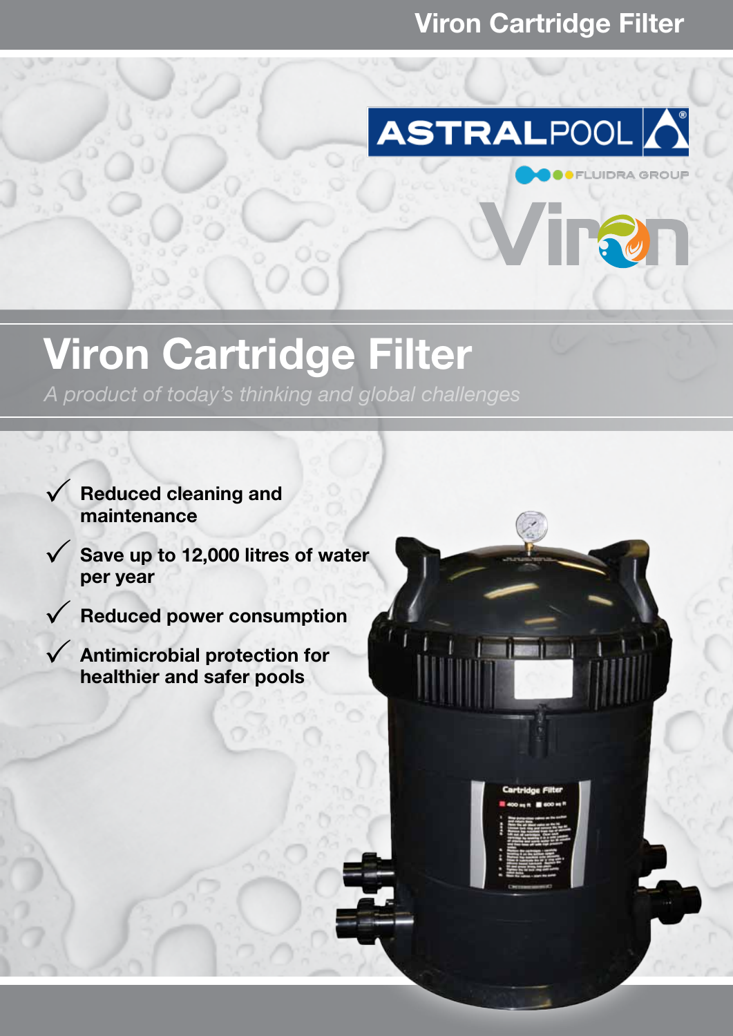# Viron Cartridge Filter

*A product of today's thinking and global challenges*

- ✓ **Reduced cleaning and maintenance**
- ✓ **Save up to 12,000 litres of water per year**
- ✓ **Reduced power consumption**
- ✓ **Antimicrobial protection for healthier and safer pools**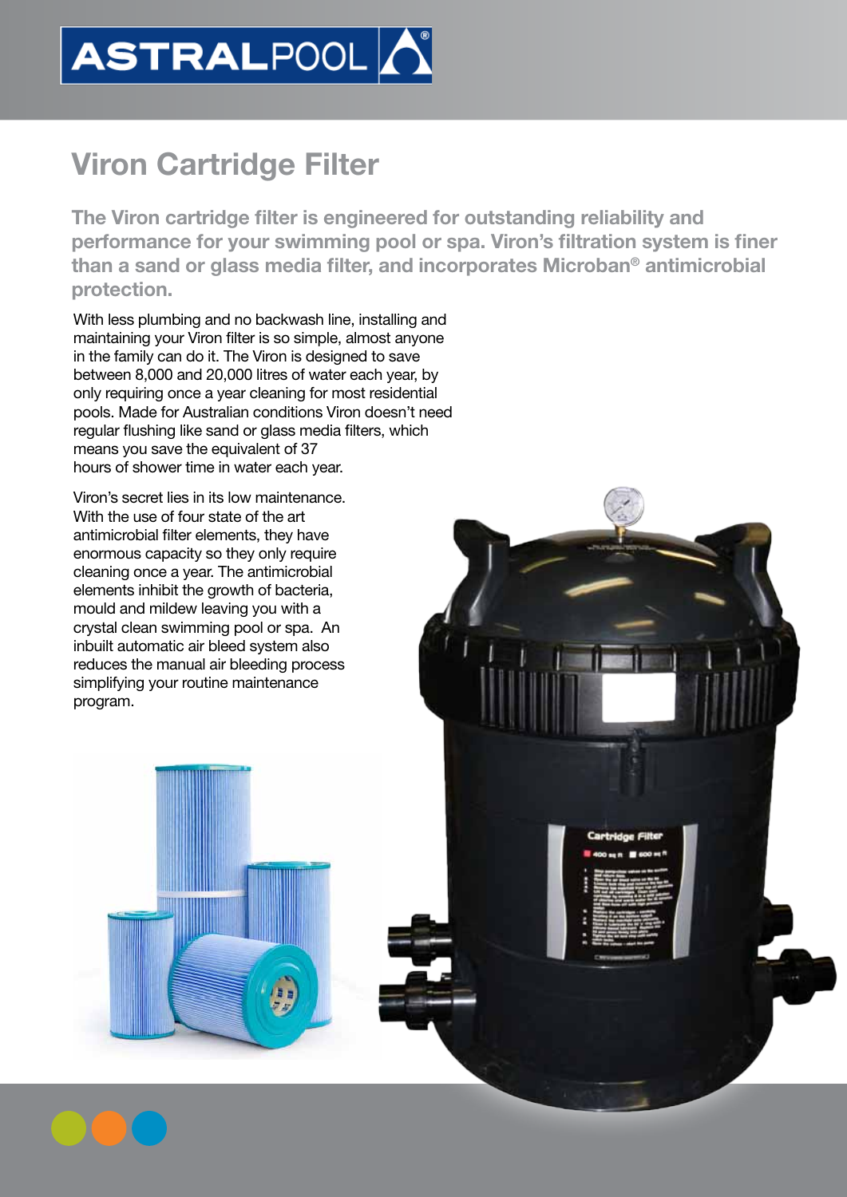# Viron Cartridge Filter

**The Viron cartridge filter is engineered for outstanding reliability and performance for your swimming pool or spa. Viron's filtration system is finer than a sand or glass media filter, and incorporates Microban® antimicrobial protection.**

With less plumbing and no backwash line, installing and maintaining your Viron filter is so simple, almost anyone in the family can do it. The Viron is designed to save between 8,000 and 20,000 litres of water each year, by only requiring once a year cleaning for most residential pools. Made for Australian conditions Viron doesn't need regular flushing like sand or glass media filters, which means you save the equivalent of 37 hours of shower time in water each year.

Viron's secret lies in its low maintenance. With the use of four state of the art antimicrobial filter elements, they have enormous capacity so they only require cleaning once a year. The antimicrobial elements inhibit the growth of bacteria, mould and mildew leaving you with a crystal clean swimming pool or spa. An inbuilt automatic air bleed system also reduces the manual air bleeding process simplifying your routine maintenance program.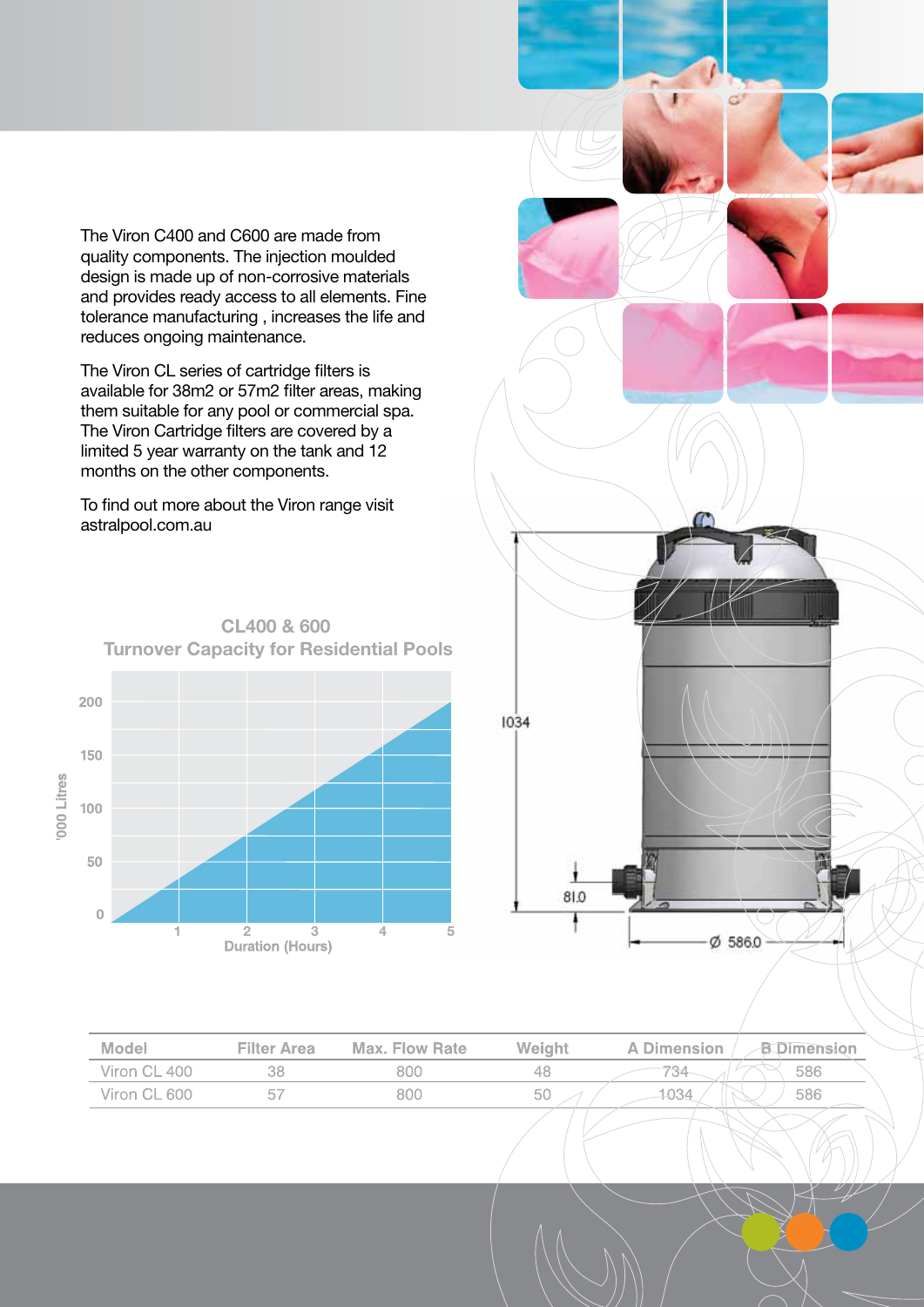The Viron C400 and C600 are made from quality components. The injection moulded design is made up of non-corrosive materials and provides ready access to all elements. Fine tolerance manufacturing , increases the life and reduces ongoing maintenance.

The Viron CL series of cartridge filters is available for 38m2 or 57m2 filter areas, making them suitable for any pool or commercial spa. The Viron Cartridge filters are covered by a limited 5 year warranty on the tank and 12 months on the other components.

To find out more about the Viron range visit astralpool.com.au

## CL400 & 600
## Turnover Capacity for Residential Pools

'000 Litres (0, 50, 100, 150, 200)

Duration (Hours) (1, 2, 3, 4, 5)

1034

81.0

Ø 586.0

| Model | Filter Area | Max. Flow Rate | Weight | A Dimension | B Dimension |
|---|---|---|---|---|---|
| Viron CL 400 | 38 | 800 | 48 | 734 | 586 |
| Viron CL 600 | 57 | 800 | 50 | 1034 | 586 |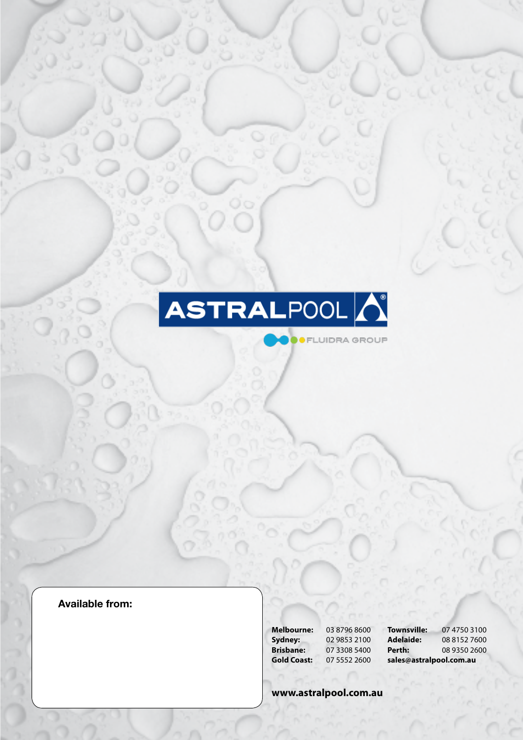ASTRALPOOL

FLUIDRA GROUP

**Available from:**

| | | | |
|---|---|---|---|
| **Melbourne:** | 03 8796 8600 | **Townsville:** | 07 4750 3100 |
| **Sydney:** | 02 9853 2100 | **Adelaide:** | 08 8152 7600 |
| **Brisbane:** | 07 3308 5400 | **Perth:** | 08 9350 2600 |
| **Gold Coast:** | 07 5552 2600 | **sales@astralpool.com.au** | |

**www.astralpool.com.au**